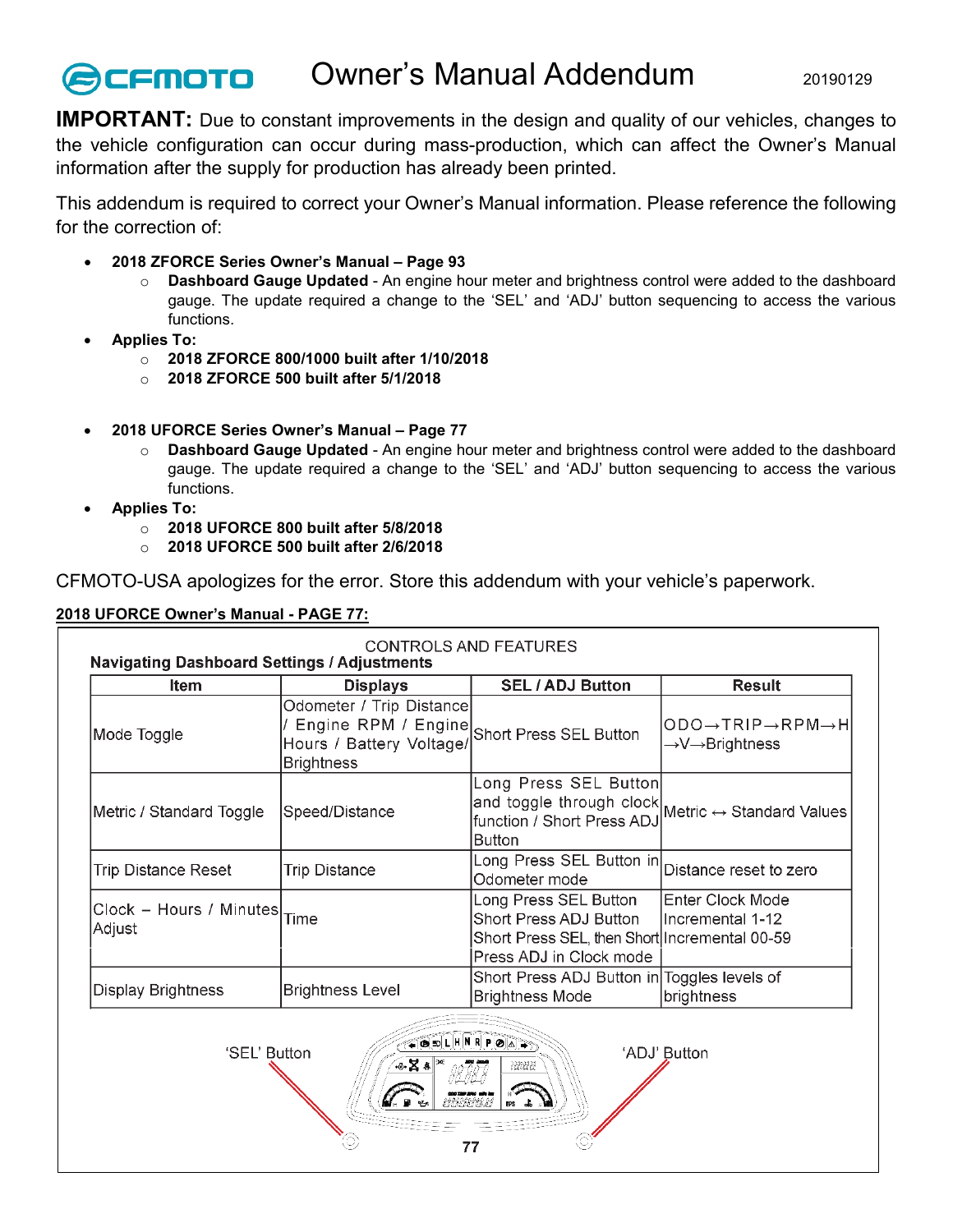# Owner's Manual Addendum

20190129

**IMPORTANT:** Due to constant improvements in the design and quality of our vehicles, changes to the vehicle configuration can occur during mass-production, which can affect the Owner's Manual information after the supply for production has already been printed.

This addendum is required to correct your Owner's Manual information. Please reference the following for the correction of:

- **2018 ZFORCE Series Owner's Manual – Page 93**
  - **Dashboard Gauge Updated** - An engine hour meter and brightness control were added to the dashboard gauge. The update required a change to the 'SEL' and 'ADJ' button sequencing to access the various functions.
- **Applies To:**
  - **2018 ZFORCE 800/1000 built after 1/10/2018**
  - **2018 ZFORCE 500 built after 5/1/2018**

- **2018 UFORCE Series Owner's Manual – Page 77**
  - **Dashboard Gauge Updated** - An engine hour meter and brightness control were added to the dashboard gauge. The update required a change to the 'SEL' and 'ADJ' button sequencing to access the various functions.
- **Applies To:**
  - **2018 UFORCE 800 built after 5/8/2018**
  - **2018 UFORCE 500 built after 2/6/2018**

CFMOTO-USA apologizes for the error. Store this addendum with your vehicle's paperwork.

**2018 UFORCE Owner's Manual - PAGE 77:**

CONTROLS AND FEATURES

**Navigating Dashboard Settings / Adjustments**

| Item | Displays | SEL / ADJ Button | Result |
|---|---|---|---|
| Mode Toggle | Odometer / Trip Distance / Engine RPM / Engine Hours / Battery Voltage/ Brightness | Short Press SEL Button | ODO→TRIP→RPM→H →V→Brightness |
| Metric / Standard Toggle | Speed/Distance | Long Press SEL Button and toggle through clock function / Short Press ADJ Button | Metric ↔ Standard Values |
| Trip Distance Reset | Trip Distance | Long Press SEL Button in Odometer mode | Distance reset to zero |
| Clock – Hours / Minutes Adjust | Time | Long Press SEL Button<br>Short Press ADJ Button<br>Short Press SEL, then Short Press ADJ in Clock mode | Enter Clock Mode<br>Incremental 1-12<br>Incremental 00-59 |
| Display Brightness | Brightness Level | Short Press ADJ Button in Brightness Mode | Toggles levels of brightness |

'SEL' Button

'ADJ' Button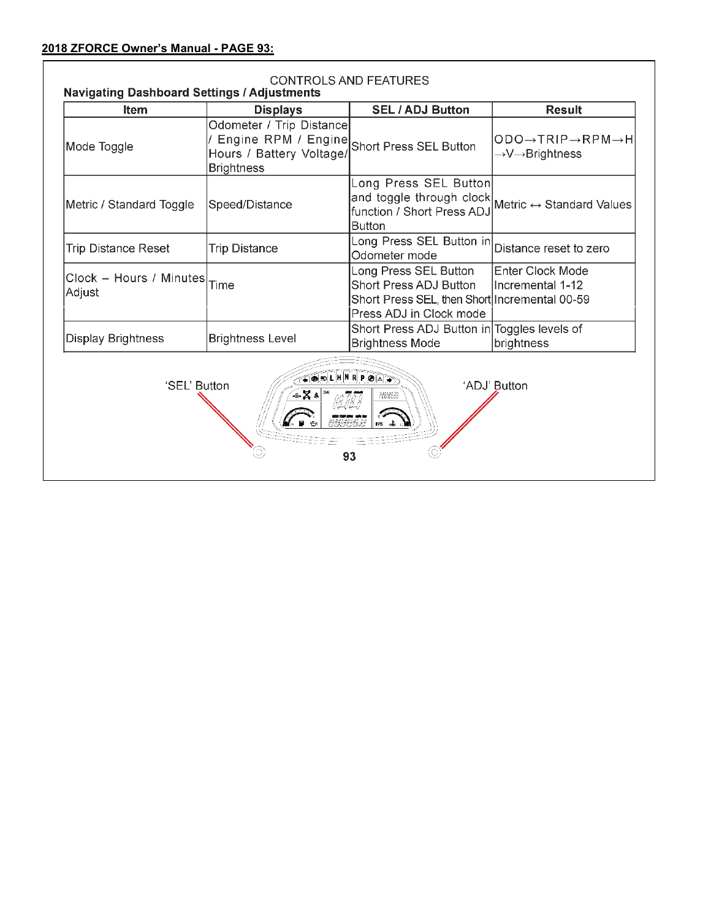**2018 ZFORCE Owner's Manual - PAGE 93:**

CONTROLS AND FEATURES

### Navigating Dashboard Settings / Adjustments

| Item | Displays | SEL / ADJ Button | Result |
|---|---|---|---|
| Mode Toggle | Odometer / Trip Distance / Engine RPM / Engine Hours / Battery Voltage/ Brightness | Short Press SEL Button | ODO→TRIP→RPM→H →V→Brightness |
| Metric / Standard Toggle | Speed/Distance | Long Press SEL Button and toggle through clock function / Short Press ADJ Button | Metric ↔ Standard Values |
| Trip Distance Reset | Trip Distance | Long Press SEL Button in Odometer mode | Distance reset to zero |
| Clock – Hours / Minutes Adjust | Time | Long Press SEL Button<br>Short Press ADJ Button<br>Short Press SEL, then Short Press ADJ in Clock mode | Enter Clock Mode<br>Incremental 1-12<br>Incremental 00-59 |
| Display Brightness | Brightness Level | Short Press ADJ Button in Brightness Mode | Toggles levels of brightness |

'SEL' Button

'ADJ' Button